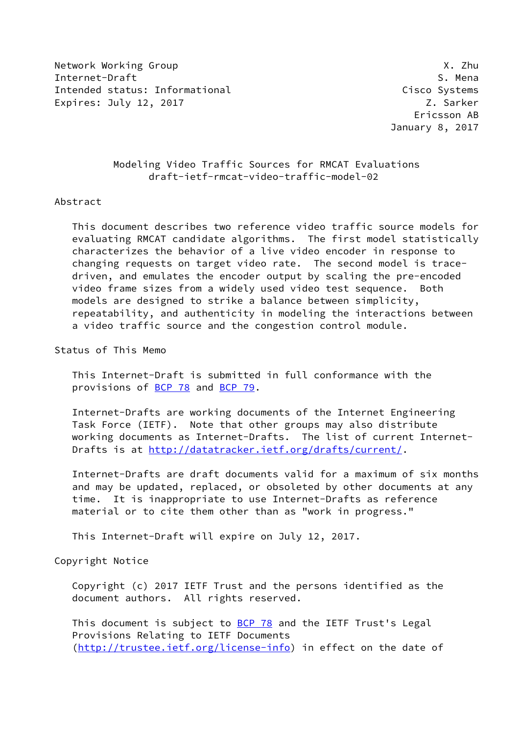Network Working Group X. Zhu
Internet-Draft S. Mena
Intended status: Informational Cisco Systems
Expires: July 12, 2017 Z. Sarker
Ericsson AB
January 8, 2017

# Modeling Video Traffic Sources for RMCAT Evaluations
## draft-ietf-rmcat-video-traffic-model-02

## Abstract

This document describes two reference video traffic source models for evaluating RMCAT candidate algorithms. The first model statistically characterizes the behavior of a live video encoder in response to changing requests on target video rate. The second model is trace-driven, and emulates the encoder output by scaling the pre-encoded video frame sizes from a widely used video test sequence. Both models are designed to strike a balance between simplicity, repeatability, and authenticity in modeling the interactions between a video traffic source and the congestion control module.

## Status of This Memo

This Internet-Draft is submitted in full conformance with the provisions of BCP 78 and BCP 79.

Internet-Drafts are working documents of the Internet Engineering Task Force (IETF). Note that other groups may also distribute working documents as Internet-Drafts. The list of current Internet-Drafts is at http://datatracker.ietf.org/drafts/current/.

Internet-Drafts are draft documents valid for a maximum of six months and may be updated, replaced, or obsoleted by other documents at any time. It is inappropriate to use Internet-Drafts as reference material or to cite them other than as "work in progress."

This Internet-Draft will expire on July 12, 2017.

## Copyright Notice

Copyright (c) 2017 IETF Trust and the persons identified as the document authors. All rights reserved.

This document is subject to BCP 78 and the IETF Trust's Legal Provisions Relating to IETF Documents (http://trustee.ietf.org/license-info) in effect on the date of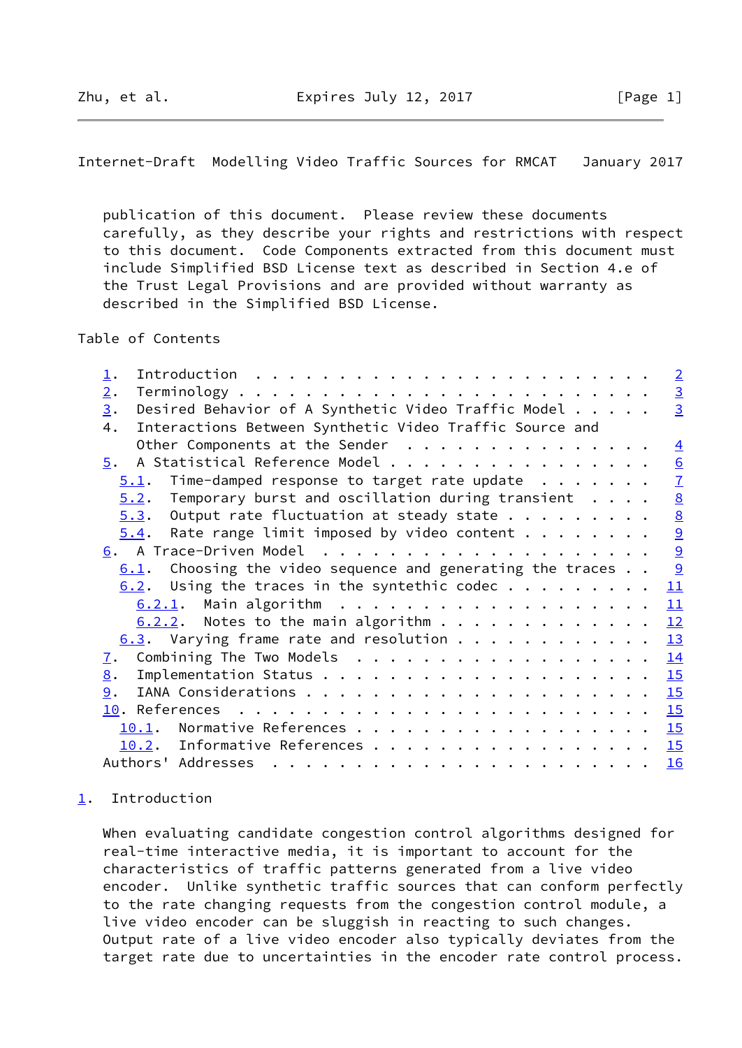publication of this document. Please review these documents carefully, as they describe your rights and restrictions with respect to this document. Code Components extracted from this document must include Simplified BSD License text as described in Section 4.e of the Trust Legal Provisions and are provided without warranty as described in the Simplified BSD License.

## Table of Contents

- 1. Introduction . . . . . . . . . . . . . . . . . . . . . . . . 2
- 2. Terminology . . . . . . . . . . . . . . . . . . . . . . . . 3
- 3. Desired Behavior of A Synthetic Video Traffic Model . . . . . 3
- 4. Interactions Between Synthetic Video Traffic Source and Other Components at the Sender . . . . . . . . . . . . . . . 4
- 5. A Statistical Reference Model . . . . . . . . . . . . . . . . 6
  - 5.1. Time-damped response to target rate update . . . . . . . 7
  - 5.2. Temporary burst and oscillation during transient . . . . 8
  - 5.3. Output rate fluctuation at steady state . . . . . . . . . 8
  - 5.4. Rate range limit imposed by video content . . . . . . . . 9
- 6. A Trace-Driven Model . . . . . . . . . . . . . . . . . . . . 9
  - 6.1. Choosing the video sequence and generating the traces . . 9
  - 6.2. Using the traces in the syntethic codec . . . . . . . . . 11
    - 6.2.1. Main algorithm . . . . . . . . . . . . . . . . . . . 11
    - 6.2.2. Notes to the main algorithm . . . . . . . . . . . . . 12
  - 6.3. Varying frame rate and resolution . . . . . . . . . . . . 13
- 7. Combining The Two Models . . . . . . . . . . . . . . . . . . 14
- 8. Implementation Status . . . . . . . . . . . . . . . . . . . . 15
- 9. IANA Considerations . . . . . . . . . . . . . . . . . . . . . 15
- 10. References . . . . . . . . . . . . . . . . . . . . . . . . 15
  - 10.1. Normative References . . . . . . . . . . . . . . . . . . 15
  - 10.2. Informative References . . . . . . . . . . . . . . . . . 15
- Authors' Addresses . . . . . . . . . . . . . . . . . . . . . . 16

## 1. Introduction

When evaluating candidate congestion control algorithms designed for real-time interactive media, it is important to account for the characteristics of traffic patterns generated from a live video encoder. Unlike synthetic traffic sources that can conform perfectly to the rate changing requests from the congestion control module, a live video encoder can be sluggish in reacting to such changes. Output rate of a live video encoder also typically deviates from the target rate due to uncertainties in the encoder rate control process.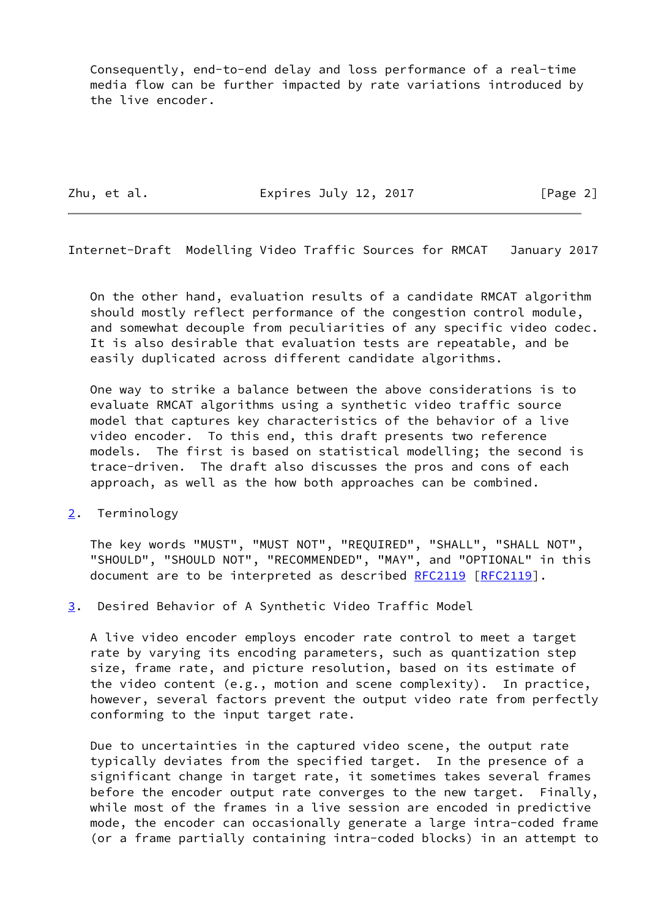Consequently, end-to-end delay and loss performance of a real-time media flow can be further impacted by rate variations introduced by the live encoder.

On the other hand, evaluation results of a candidate RMCAT algorithm should mostly reflect performance of the congestion control module, and somewhat decouple from peculiarities of any specific video codec. It is also desirable that evaluation tests are repeatable, and be easily duplicated across different candidate algorithms.

One way to strike a balance between the above considerations is to evaluate RMCAT algorithms using a synthetic video traffic source model that captures key characteristics of the behavior of a live video encoder. To this end, this draft presents two reference models. The first is based on statistical modelling; the second is trace-driven. The draft also discusses the pros and cons of each approach, as well as the how both approaches can be combined.

## 2. Terminology

The key words "MUST", "MUST NOT", "REQUIRED", "SHALL", "SHALL NOT", "SHOULD", "SHOULD NOT", "RECOMMENDED", "MAY", and "OPTIONAL" in this document are to be interpreted as described RFC2119 [RFC2119].

## 3. Desired Behavior of A Synthetic Video Traffic Model

A live video encoder employs encoder rate control to meet a target rate by varying its encoding parameters, such as quantization step size, frame rate, and picture resolution, based on its estimate of the video content (e.g., motion and scene complexity). In practice, however, several factors prevent the output video rate from perfectly conforming to the input target rate.

Due to uncertainties in the captured video scene, the output rate typically deviates from the specified target. In the presence of a significant change in target rate, it sometimes takes several frames before the encoder output rate converges to the new target. Finally, while most of the frames in a live session are encoded in predictive mode, the encoder can occasionally generate a large intra-coded frame (or a frame partially containing intra-coded blocks) in an attempt to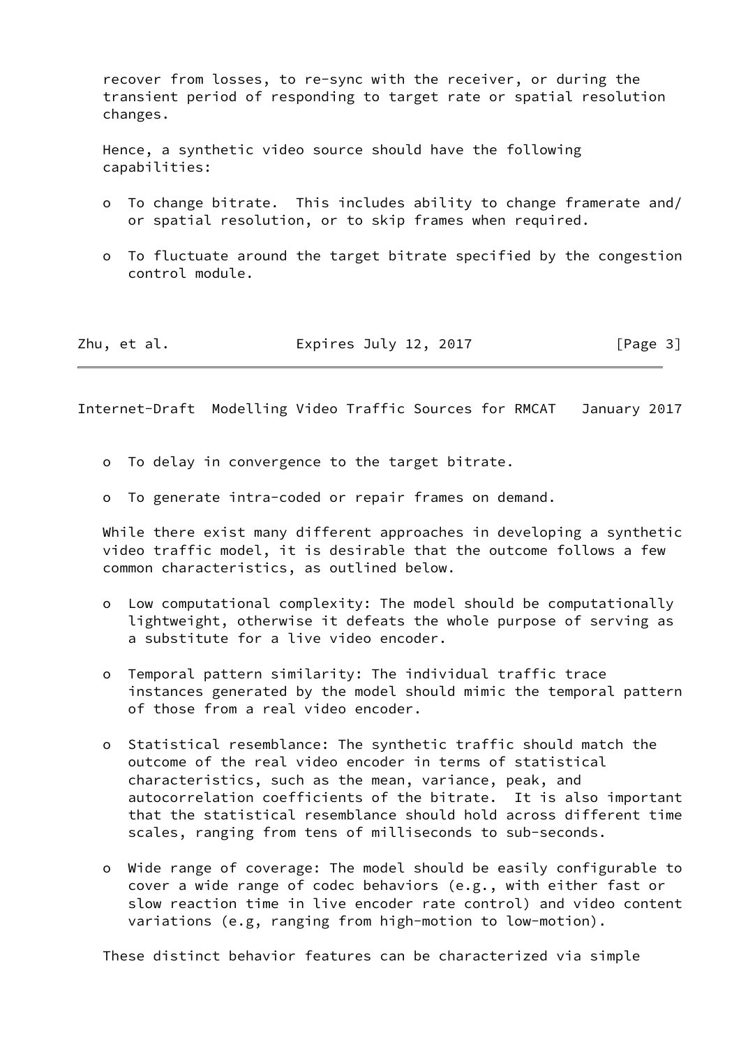recover from losses, to re-sync with the receiver, or during the transient period of responding to target rate or spatial resolution changes.

Hence, a synthetic video source should have the following capabilities:

- To change bitrate. This includes ability to change framerate and/or spatial resolution, or to skip frames when required.
- To fluctuate around the target bitrate specified by the congestion control module.
- To delay in convergence to the target bitrate.
- To generate intra-coded or repair frames on demand.

While there exist many different approaches in developing a synthetic video traffic model, it is desirable that the outcome follows a few common characteristics, as outlined below.

- Low computational complexity: The model should be computationally lightweight, otherwise it defeats the whole purpose of serving as a substitute for a live video encoder.
- Temporal pattern similarity: The individual traffic trace instances generated by the model should mimic the temporal pattern of those from a real video encoder.
- Statistical resemblance: The synthetic traffic should match the outcome of the real video encoder in terms of statistical characteristics, such as the mean, variance, peak, and autocorrelation coefficients of the bitrate. It is also important that the statistical resemblance should hold across different time scales, ranging from tens of milliseconds to sub-seconds.
- Wide range of coverage: The model should be easily configurable to cover a wide range of codec behaviors (e.g., with either fast or slow reaction time in live encoder rate control) and video content variations (e.g, ranging from high-motion to low-motion).

These distinct behavior features can be characterized via simple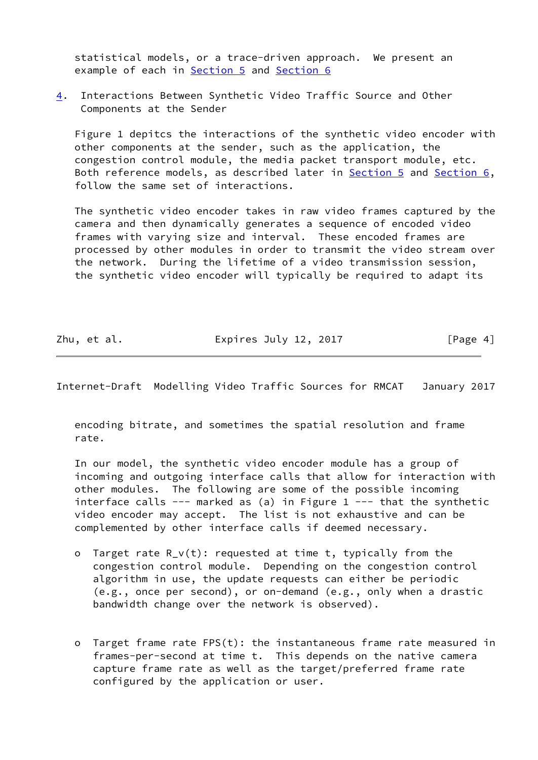statistical models, or a trace-driven approach. We present an example of each in Section 5 and Section 6

## 4. Interactions Between Synthetic Video Traffic Source and Other Components at the Sender

Figure 1 depitcs the interactions of the synthetic video encoder with other components at the sender, such as the application, the congestion control module, the media packet transport module, etc. Both reference models, as described later in Section 5 and Section 6, follow the same set of interactions.

The synthetic video encoder takes in raw video frames captured by the camera and then dynamically generates a sequence of encoded video frames with varying size and interval. These encoded frames are processed by other modules in order to transmit the video stream over the network. During the lifetime of a video transmission session, the synthetic video encoder will typically be required to adapt its encoding bitrate, and sometimes the spatial resolution and frame rate.

In our model, the synthetic video encoder module has a group of incoming and outgoing interface calls that allow for interaction with other modules. The following are some of the possible incoming interface calls --- marked as (a) in Figure 1 --- that the synthetic video encoder may accept. The list is not exhaustive and can be complemented by other interface calls if deemed necessary.

- Target rate $R_v(t)$: requested at time t, typically from the congestion control module. Depending on the congestion control algorithm in use, the update requests can either be periodic (e.g., once per second), or on-demand (e.g., only when a drastic bandwidth change over the network is observed).

- Target frame rate $FPS(t)$: the instantaneous frame rate measured in frames-per-second at time t. This depends on the native camera capture frame rate as well as the target/preferred frame rate configured by the application or user.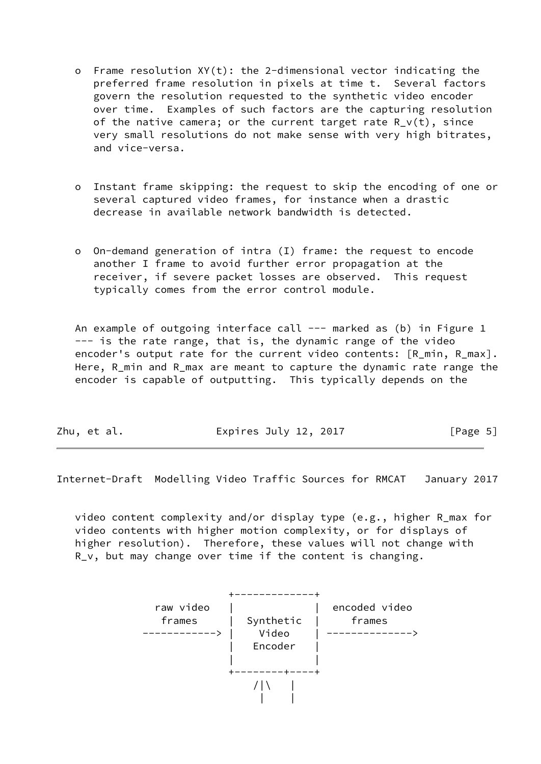- Frame resolution $XY(t)$: the 2-dimensional vector indicating the preferred frame resolution in pixels at time t. Several factors govern the resolution requested to the synthetic video encoder over time. Examples of such factors are the capturing resolution of the native camera; or the current target rate $R_v(t)$, since very small resolutions do not make sense with very high bitrates, and vice-versa.

- Instant frame skipping: the request to skip the encoding of one or several captured video frames, for instance when a drastic decrease in available network bandwidth is detected.

- On-demand generation of intra (I) frame: the request to encode another I frame to avoid further error propagation at the receiver, if severe packet losses are observed. This request typically comes from the error control module.

An example of outgoing interface call --- marked as (b) in Figure 1 --- is the rate range, that is, the dynamic range of the video encoder's output rate for the current video contents: $[R_{min}, R_{max}]$. Here, $R_{min}$ and $R_{max}$ are meant to capture the dynamic rate range the encoder is capable of outputting. This typically depends on the video content complexity and/or display type (e.g., higher $R_{max}$ for video contents with higher motion complexity, or for displays of higher resolution). Therefore, these values will not change with $R_v$, but may change over time if the content is changing.

```
                      +-------------+
        raw video     |             |  encoded video
          frames      |  Synthetic  |     frames
      ------------>   |    Video    | -------------->
                      |   Encoder   |
                      |             |
                      +--------+----+
                          /|\    |
                           |     |
```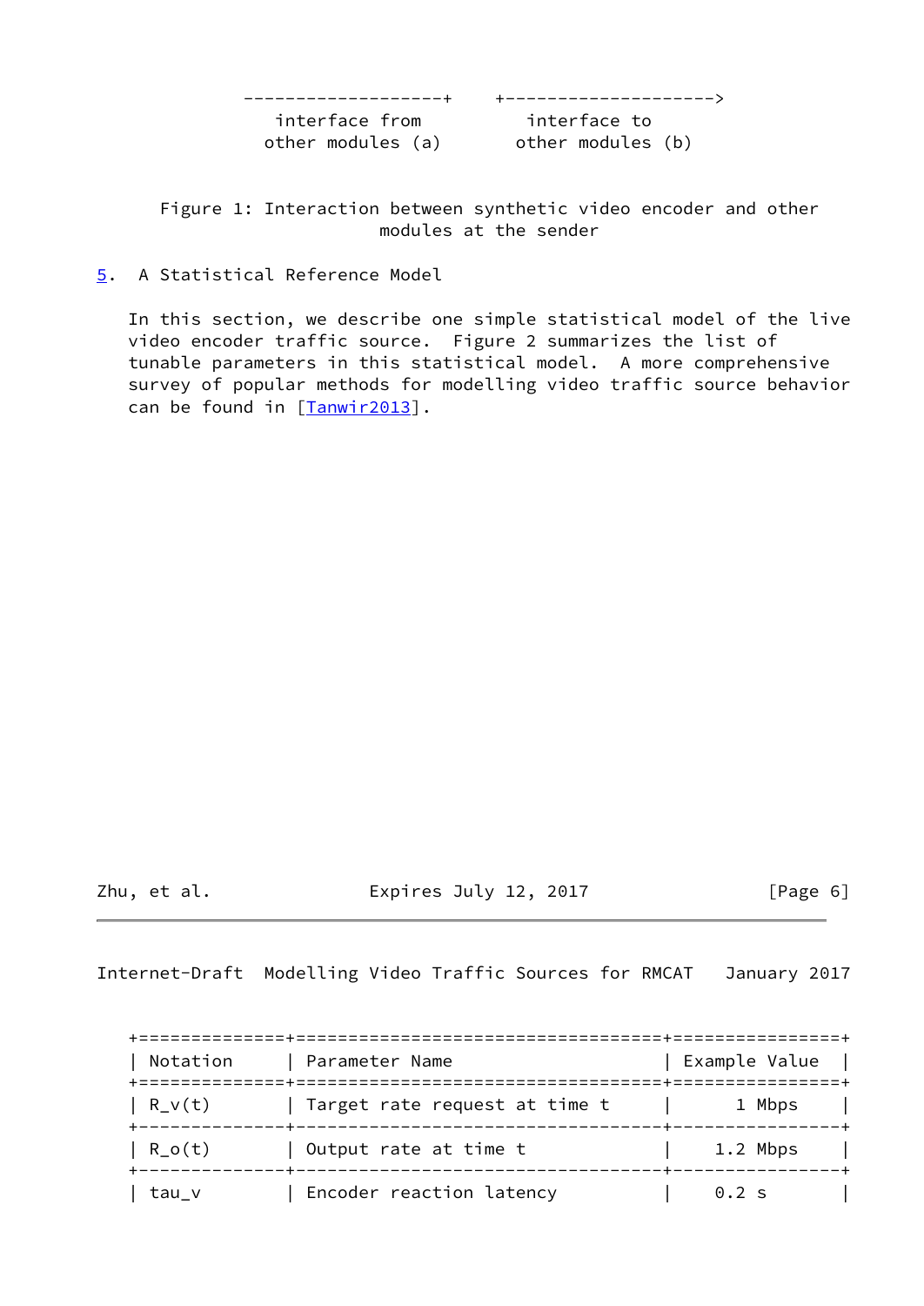```
   -------------------+    +-------------------->
     interface from         interface to
    other modules (a)      other modules (b)
```

Figure 1: Interaction between synthetic video encoder and other modules at the sender

## 5. A Statistical Reference Model

In this section, we describe one simple statistical model of the live video encoder traffic source. Figure 2 summarizes the list of tunable parameters in this statistical model. A more comprehensive survey of popular methods for modelling video traffic source behavior can be found in [Tanwir2013].

| Notation | Parameter Name | Example Value |
|---|---|---|
| R_v(t) | Target rate request at time t | 1 Mbps |
| R_o(t) | Output rate at time t | 1.2 Mbps |
| tau_v | Encoder reaction latency | 0.2 s |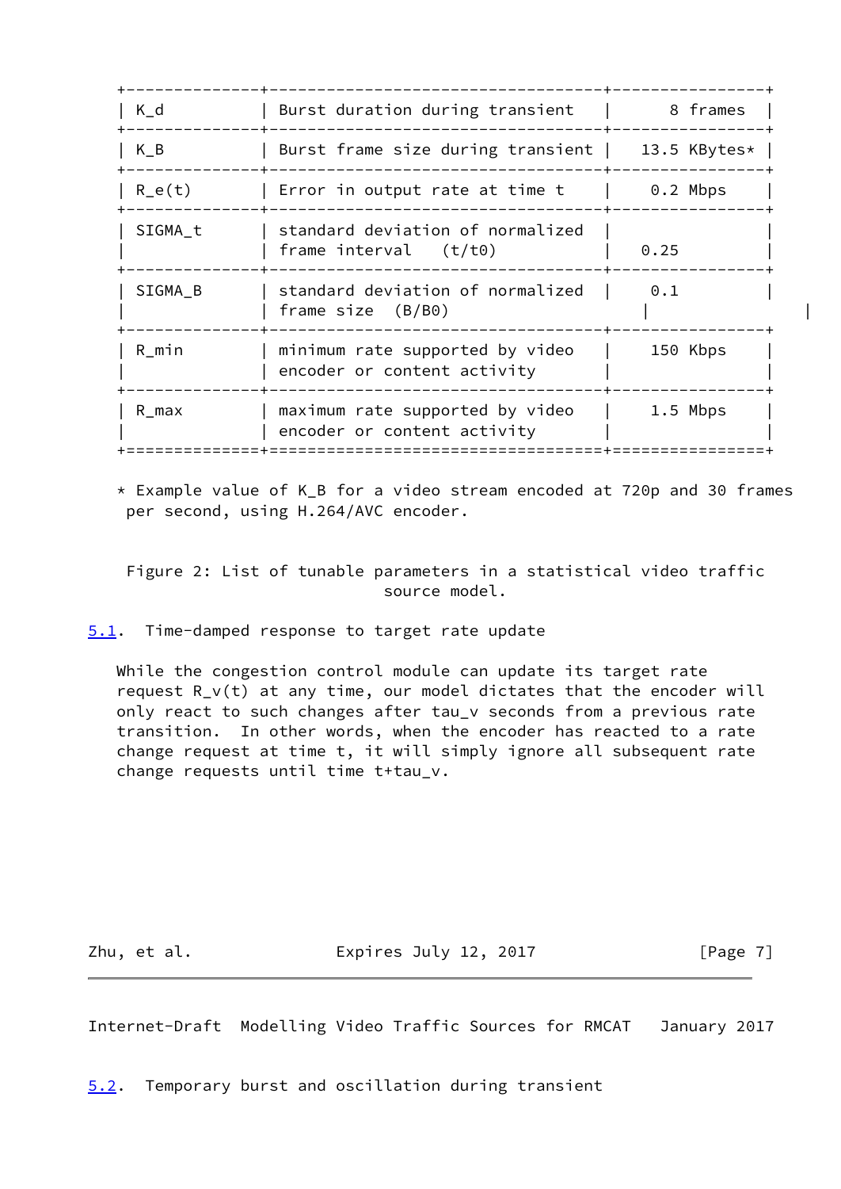| | | |
|---|---|---|
| $K_d$ | Burst duration during transient | 8 frames |
| $K_B$ | Burst frame size during transient | 13.5 KBytes* |
| $R_e(t)$ | Error in output rate at time t | 0.2 Mbps |
| SIGMA_t | standard deviation of normalized frame interval $(t/t0)$ | 0.25 |
| SIGMA_B | standard deviation of normalized frame size $(B/B0)$ | 0.1 |
| $R_{min}$ | minimum rate supported by video encoder or content activity | 150 Kbps |
| $R_{max}$ | maximum rate supported by video encoder or content activity | 1.5 Mbps |

* Example value of $K_B$ for a video stream encoded at 720p and 30 frames per second, using H.264/AVC encoder.

Figure 2: List of tunable parameters in a statistical video traffic source model.

## 5.1. Time-damped response to target rate update

While the congestion control module can update its target rate request $R_v(t)$ at any time, our model dictates that the encoder will only react to such changes after $tau_v$ seconds from a previous rate transition. In other words, when the encoder has reacted to a rate change request at time t, it will simply ignore all subsequent rate change requests until time $t+tau_v$.

## 5.2. Temporary burst and oscillation during transient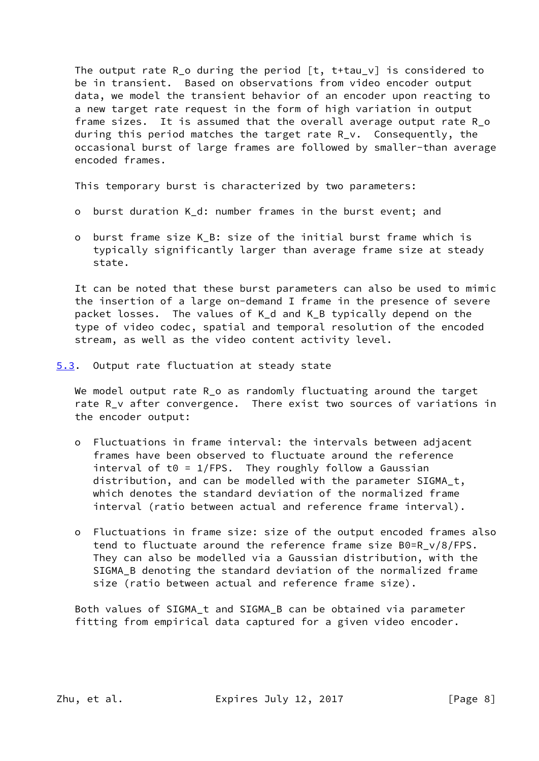The output rate $R_o$ during the period $[t, t+\tau_v]$ is considered to be in transient. Based on observations from video encoder output data, we model the transient behavior of an encoder upon reacting to a new target rate request in the form of high variation in output frame sizes. It is assumed that the overall average output rate $R_o$ during this period matches the target rate $R_v$. Consequently, the occasional burst of large frames are followed by smaller-than average encoded frames.

This temporary burst is characterized by two parameters:

- burst duration $K_d$: number frames in the burst event; and
- burst frame size $K_B$: size of the initial burst frame which is typically significantly larger than average frame size at steady state.

It can be noted that these burst parameters can also be used to mimic the insertion of a large on-demand I frame in the presence of severe packet losses. The values of $K_d$ and $K_B$ typically depend on the type of video codec, spatial and temporal resolution of the encoded stream, as well as the video content activity level.

## 5.3. Output rate fluctuation at steady state

We model output rate $R_o$ as randomly fluctuating around the target rate $R_v$ after convergence. There exist two sources of variations in the encoder output:

- Fluctuations in frame interval: the intervals between adjacent frames have been observed to fluctuate around the reference interval of $t_0 = 1/FPS$. They roughly follow a Gaussian distribution, and can be modelled with the parameter $SIGMA_t$, which denotes the standard deviation of the normalized frame interval (ratio between actual and reference frame interval).
- Fluctuations in frame size: size of the output encoded frames also tend to fluctuate around the reference frame size $B_0=R_v/8/FPS$. They can also be modelled via a Gaussian distribution, with the $SIGMA_B$ denoting the standard deviation of the normalized frame size (ratio between actual and reference frame size).

Both values of $SIGMA_t$ and $SIGMA_B$ can be obtained via parameter fitting from empirical data captured for a given video encoder.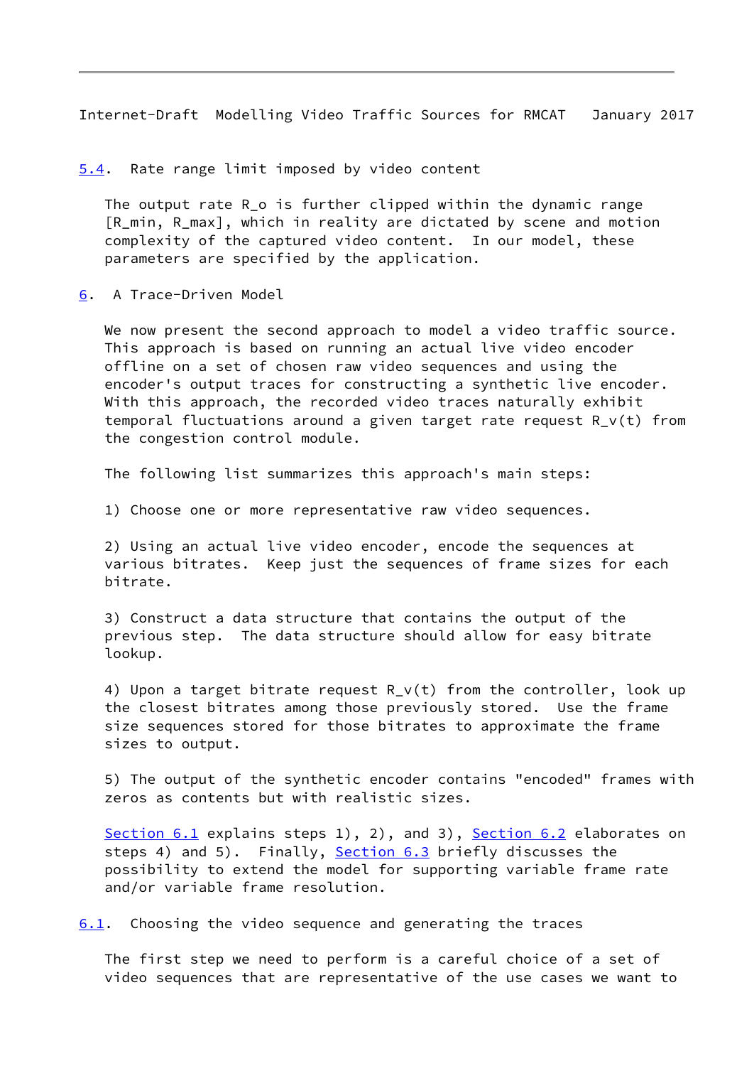## 5.4. Rate range limit imposed by video content

The output rate $R_o$ is further clipped within the dynamic range $[R_{min}, R_{max}]$, which in reality are dictated by scene and motion complexity of the captured video content. In our model, these parameters are specified by the application.

# 6. A Trace-Driven Model

We now present the second approach to model a video traffic source. This approach is based on running an actual live video encoder offline on a set of chosen raw video sequences and using the encoder's output traces for constructing a synthetic live encoder. With this approach, the recorded video traces naturally exhibit temporal fluctuations around a given target rate request $R_v(t)$ from the congestion control module.

The following list summarizes this approach's main steps:

1) Choose one or more representative raw video sequences.

2) Using an actual live video encoder, encode the sequences at various bitrates. Keep just the sequences of frame sizes for each bitrate.

3) Construct a data structure that contains the output of the previous step. The data structure should allow for easy bitrate lookup.

4) Upon a target bitrate request $R_v(t)$ from the controller, look up the closest bitrates among those previously stored. Use the frame size sequences stored for those bitrates to approximate the frame sizes to output.

5) The output of the synthetic encoder contains "encoded" frames with zeros as contents but with realistic sizes.

Section 6.1 explains steps 1), 2), and 3), Section 6.2 elaborates on steps 4) and 5). Finally, Section 6.3 briefly discusses the possibility to extend the model for supporting variable frame rate and/or variable frame resolution.

## 6.1. Choosing the video sequence and generating the traces

The first step we need to perform is a careful choice of a set of video sequences that are representative of the use cases we want to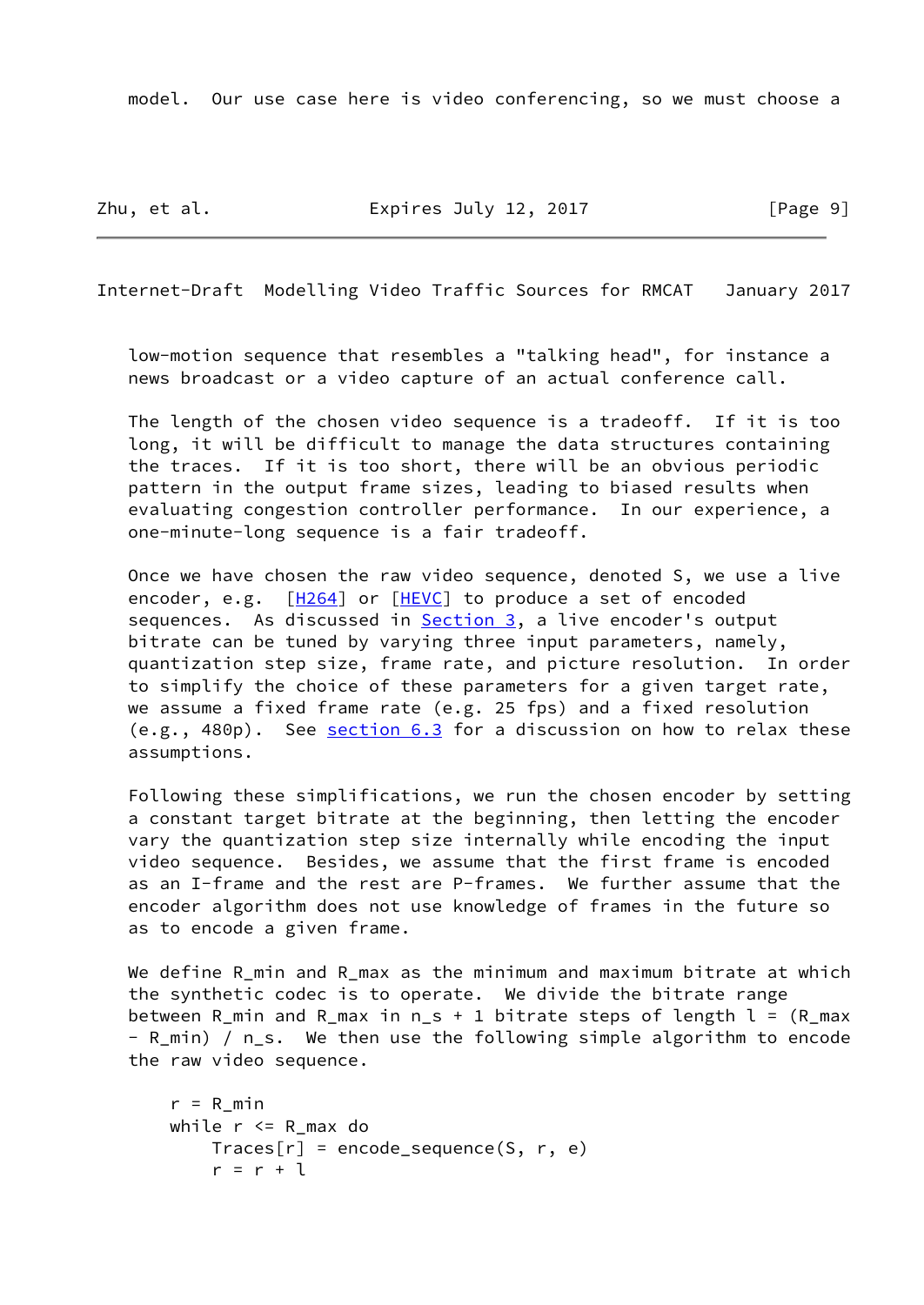model. Our use case here is video conferencing, so we must choose a low-motion sequence that resembles a "talking head", for instance a news broadcast or a video capture of an actual conference call.

The length of the chosen video sequence is a tradeoff. If it is too long, it will be difficult to manage the data structures containing the traces. If it is too short, there will be an obvious periodic pattern in the output frame sizes, leading to biased results when evaluating congestion controller performance. In our experience, a one-minute-long sequence is a fair tradeoff.

Once we have chosen the raw video sequence, denoted S, we use a live encoder, e.g. [H264] or [HEVC] to produce a set of encoded sequences. As discussed in Section 3, a live encoder's output bitrate can be tuned by varying three input parameters, namely, quantization step size, frame rate, and picture resolution. In order to simplify the choice of these parameters for a given target rate, we assume a fixed frame rate (e.g. 25 fps) and a fixed resolution (e.g., 480p). See section 6.3 for a discussion on how to relax these assumptions.

Following these simplifications, we run the chosen encoder by setting a constant target bitrate at the beginning, then letting the encoder vary the quantization step size internally while encoding the input video sequence. Besides, we assume that the first frame is encoded as an I-frame and the rest are P-frames. We further assume that the encoder algorithm does not use knowledge of frames in the future so as to encode a given frame.

We define $R_{min}$ and $R_{max}$ as the minimum and maximum bitrate at which the synthetic codec is to operate. We divide the bitrate range between $R_{min}$ and $R_{max}$ in $n_s + 1$ bitrate steps of length $l = (R_{max} - R_{min}) / n_s$. We then use the following simple algorithm to encode the raw video sequence.

```
r = R_min
while r <= R_max do
    Traces[r] = encode_sequence(S, r, e)
    r = r + l
```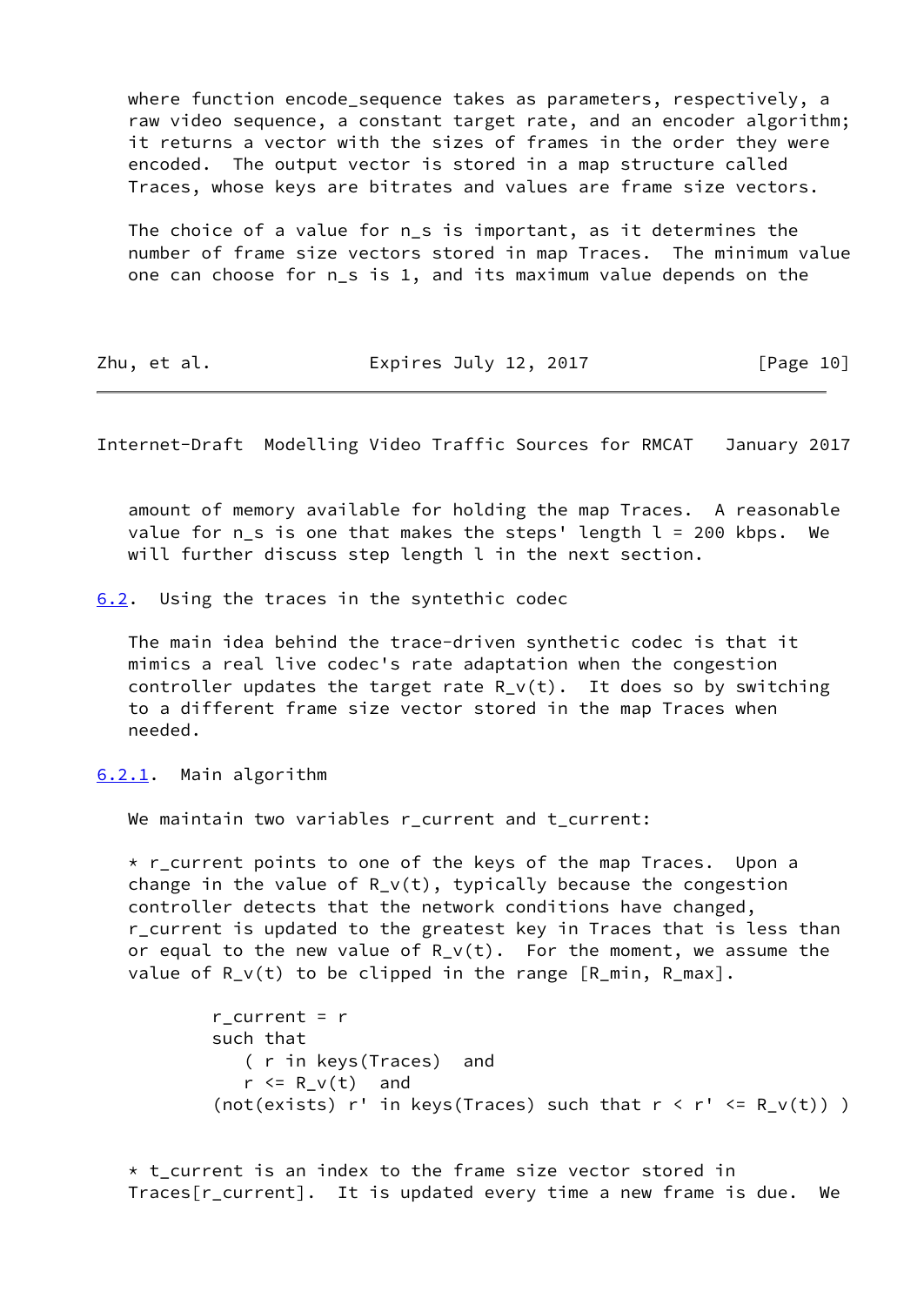where function encode_sequence takes as parameters, respectively, a raw video sequence, a constant target rate, and an encoder algorithm; it returns a vector with the sizes of frames in the order they were encoded. The output vector is stored in a map structure called Traces, whose keys are bitrates and values are frame size vectors.

The choice of a value for $n_s$ is important, as it determines the number of frame size vectors stored in map Traces. The minimum value one can choose for $n_s$ is 1, and its maximum value depends on the amount of memory available for holding the map Traces. A reasonable value for $n_s$ is one that makes the steps' length l = 200 kbps. We will further discuss step length l in the next section.

### 6.2. Using the traces in the syntethic codec

The main idea behind the trace-driven synthetic codec is that it mimics a real live codec's rate adaptation when the congestion controller updates the target rate $R_v(t)$. It does so by switching to a different frame size vector stored in the map Traces when needed.

#### 6.2.1. Main algorithm

We maintain two variables r_current and t_current:

* r_current points to one of the keys of the map Traces. Upon a change in the value of $R_v(t)$, typically because the congestion controller detects that the network conditions have changed, r_current is updated to the greatest key in Traces that is less than or equal to the new value of $R_v(t)$. For the moment, we assume the value of $R_v(t)$ to be clipped in the range $[R_{min}, R_{max}]$.

```
        r_current = r
        such that
           ( r in keys(Traces)  and
           r <= R_v(t)  and
        (not(exists) r' in keys(Traces) such that r < r' <= R_v(t)) )
```

* t_current is an index to the frame size vector stored in Traces[r_current]. It is updated every time a new frame is due. We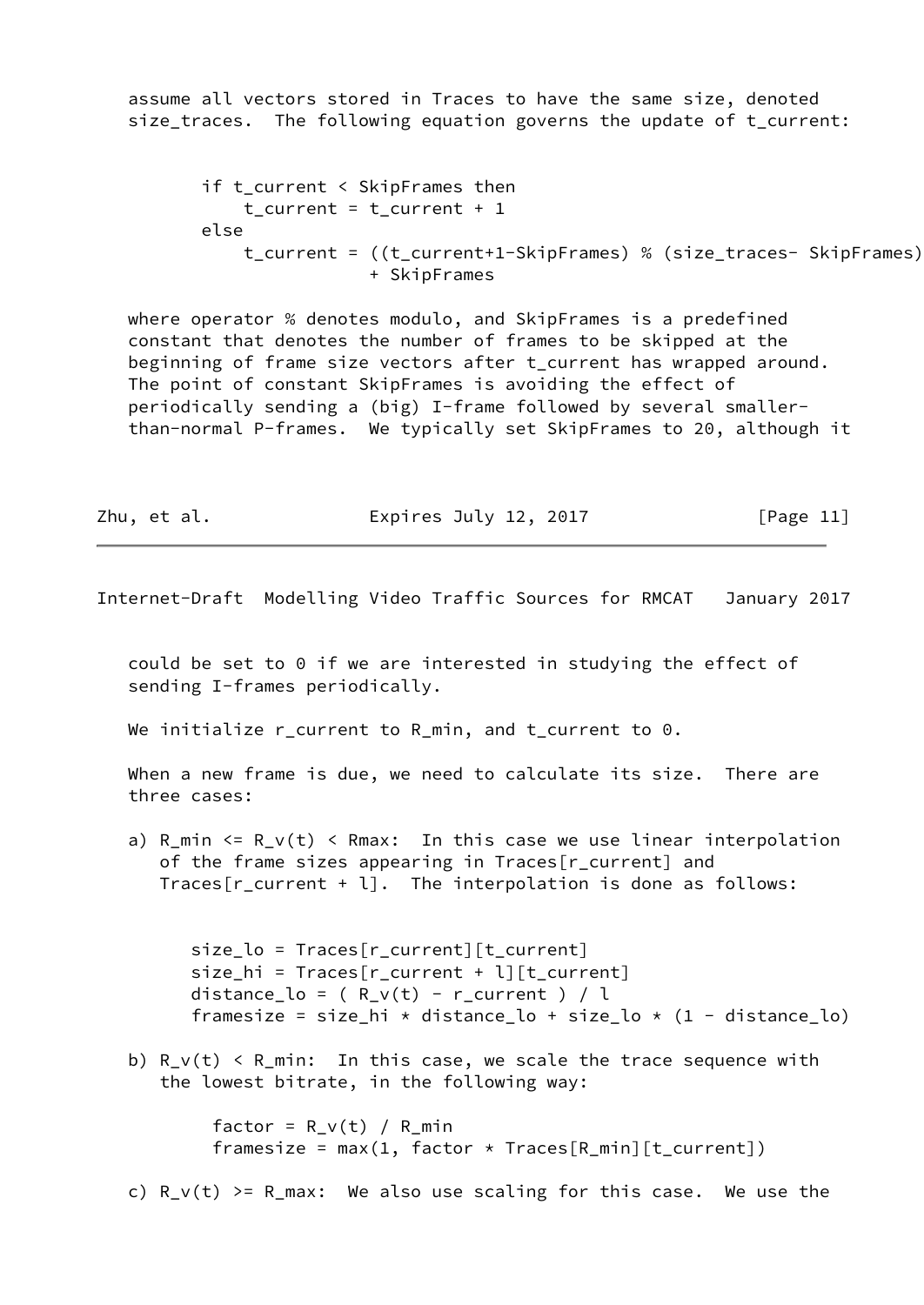assume all vectors stored in Traces to have the same size, denoted size_traces. The following equation governs the update of t_current:

```
        if t_current < SkipFrames then
            t_current = t_current + 1
        else
            t_current = ((t_current+1-SkipFrames) % (size_traces- SkipFrames))
                        + SkipFrames
```

where operator % denotes modulo, and SkipFrames is a predefined constant that denotes the number of frames to be skipped at the beginning of frame size vectors after t_current has wrapped around. The point of constant SkipFrames is avoiding the effect of periodically sending a (big) I-frame followed by several smaller-than-normal P-frames. We typically set SkipFrames to 20, although it could be set to 0 if we are interested in studying the effect of sending I-frames periodically.

We initialize r_current to R_min, and t_current to 0.

When a new frame is due, we need to calculate its size. There are three cases:

a) R_min <= R_v(t) < Rmax: In this case we use linear interpolation of the frame sizes appearing in Traces[r_current] and Traces[r_current + l]. The interpolation is done as follows:

```
      size_lo = Traces[r_current][t_current]
      size_hi = Traces[r_current + l][t_current]
      distance_lo = ( R_v(t) - r_current ) / l
      framesize = size_hi * distance_lo + size_lo * (1 - distance_lo)
```

b) R_v(t) < R_min: In this case, we scale the trace sequence with the lowest bitrate, in the following way:

```
       factor = R_v(t) / R_min
       framesize = max(1, factor * Traces[R_min][t_current])
```

c) R_v(t) >= R_max: We also use scaling for this case. We use the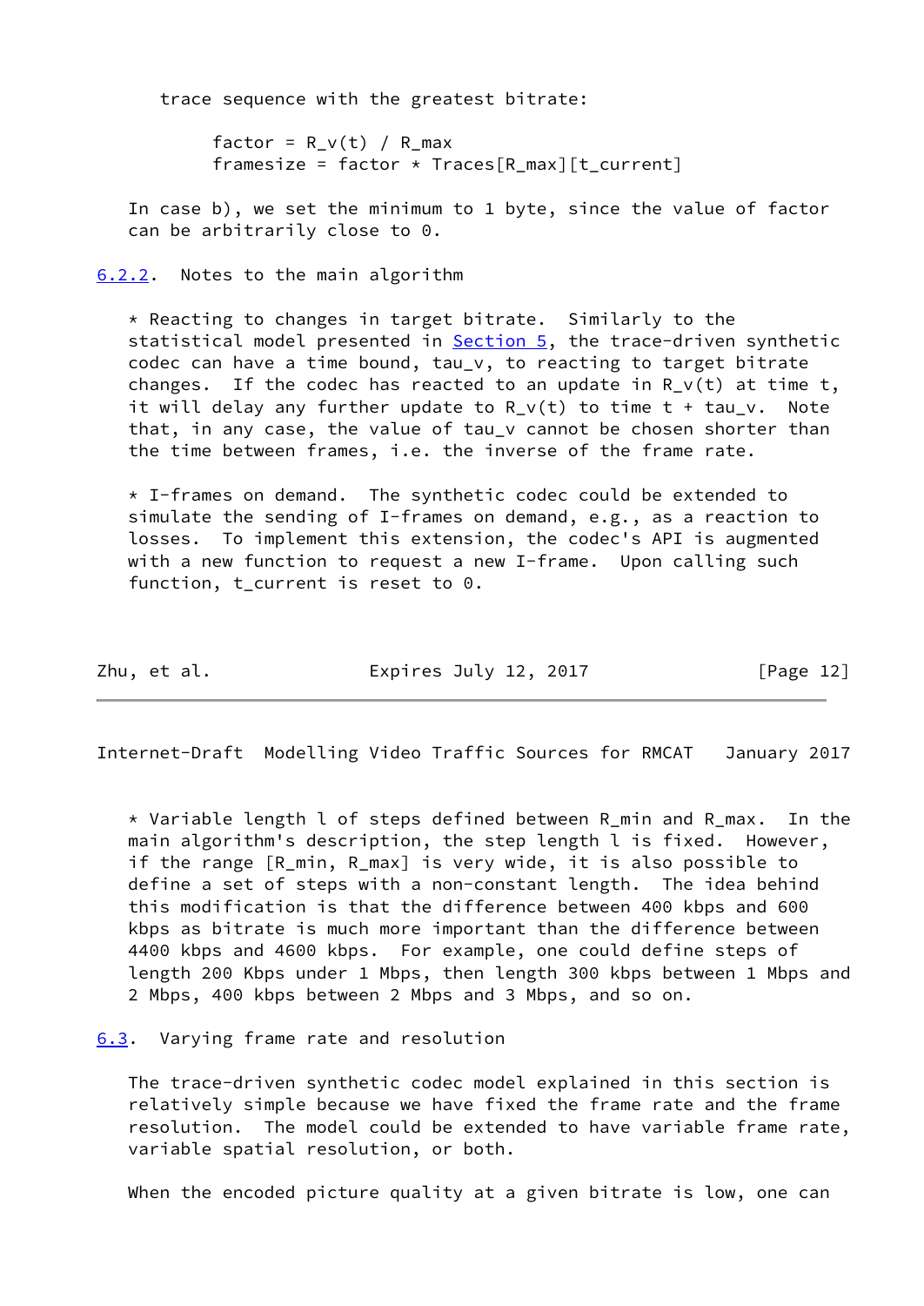trace sequence with the greatest bitrate:

```
factor = R_v(t) / R_max
framesize = factor * Traces[R_max][t_current]
```

In case b), we set the minimum to 1 byte, since the value of factor can be arbitrarily close to 0.

### 6.2.2. Notes to the main algorithm

* Reacting to changes in target bitrate. Similarly to the statistical model presented in Section 5, the trace-driven synthetic codec can have a time bound, $\tau_v$, to reacting to target bitrate changes. If the codec has reacted to an update in $R_v(t)$ at time t, it will delay any further update to $R_v(t)$ to time $t + \tau_v$. Note that, in any case, the value of $\tau_v$ cannot be chosen shorter than the time between frames, i.e. the inverse of the frame rate.

* I-frames on demand. The synthetic codec could be extended to simulate the sending of I-frames on demand, e.g., as a reaction to losses. To implement this extension, the codec's API is augmented with a new function to request a new I-frame. Upon calling such function, t_current is reset to 0.

* Variable length l of steps defined between $R_{min}$ and $R_{max}$. In the main algorithm's description, the step length l is fixed. However, if the range $[R_{min}, R_{max}]$ is very wide, it is also possible to define a set of steps with a non-constant length. The idea behind this modification is that the difference between 400 kbps and 600 kbps as bitrate is much more important than the difference between 4400 kbps and 4600 kbps. For example, one could define steps of length 200 Kbps under 1 Mbps, then length 300 kbps between 1 Mbps and 2 Mbps, 400 kbps between 2 Mbps and 3 Mbps, and so on.

### 6.3. Varying frame rate and resolution

The trace-driven synthetic codec model explained in this section is relatively simple because we have fixed the frame rate and the frame resolution. The model could be extended to have variable frame rate, variable spatial resolution, or both.

When the encoded picture quality at a given bitrate is low, one can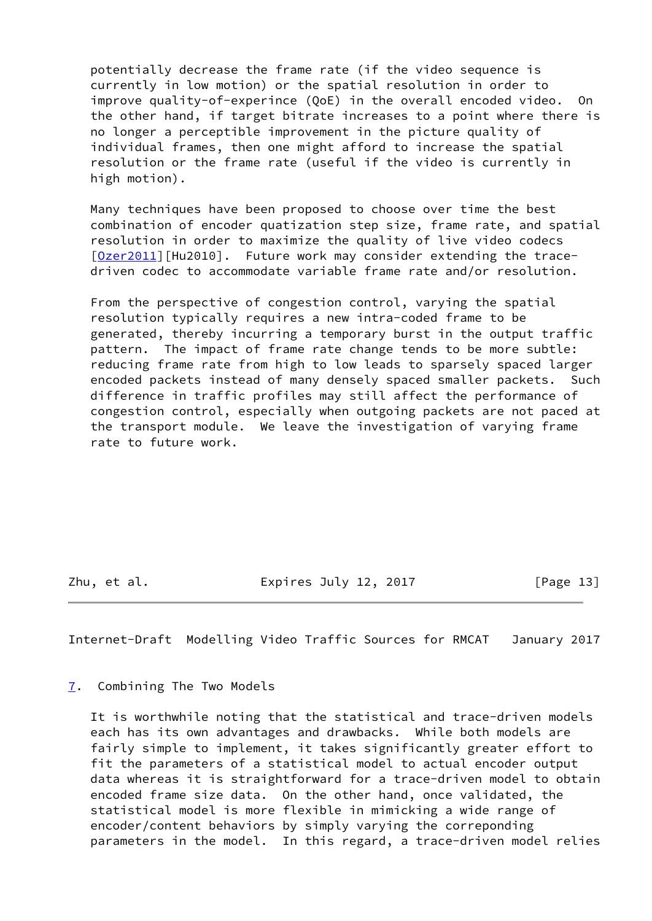potentially decrease the frame rate (if the video sequence is currently in low motion) or the spatial resolution in order to improve quality-of-experince (QoE) in the overall encoded video. On the other hand, if target bitrate increases to a point where there is no longer a perceptible improvement in the picture quality of individual frames, then one might afford to increase the spatial resolution or the frame rate (useful if the video is currently in high motion).

Many techniques have been proposed to choose over time the best combination of encoder quatization step size, frame rate, and spatial resolution in order to maximize the quality of live video codecs [Ozer2011][Hu2010]. Future work may consider extending the trace-driven codec to accommodate variable frame rate and/or resolution.

From the perspective of congestion control, varying the spatial resolution typically requires a new intra-coded frame to be generated, thereby incurring a temporary burst in the output traffic pattern. The impact of frame rate change tends to be more subtle: reducing frame rate from high to low leads to sparsely spaced larger encoded packets instead of many densely spaced smaller packets. Such difference in traffic profiles may still affect the performance of congestion control, especially when outgoing packets are not paced at the transport module. We leave the investigation of varying frame rate to future work.

## 7. Combining The Two Models

It is worthwhile noting that the statistical and trace-driven models each has its own advantages and drawbacks. While both models are fairly simple to implement, it takes significantly greater effort to fit the parameters of a statistical model to actual encoder output data whereas it is straightforward for a trace-driven model to obtain encoded frame size data. On the other hand, once validated, the statistical model is more flexible in mimicking a wide range of encoder/content behaviors by simply varying the correponding parameters in the model. In this regard, a trace-driven model relies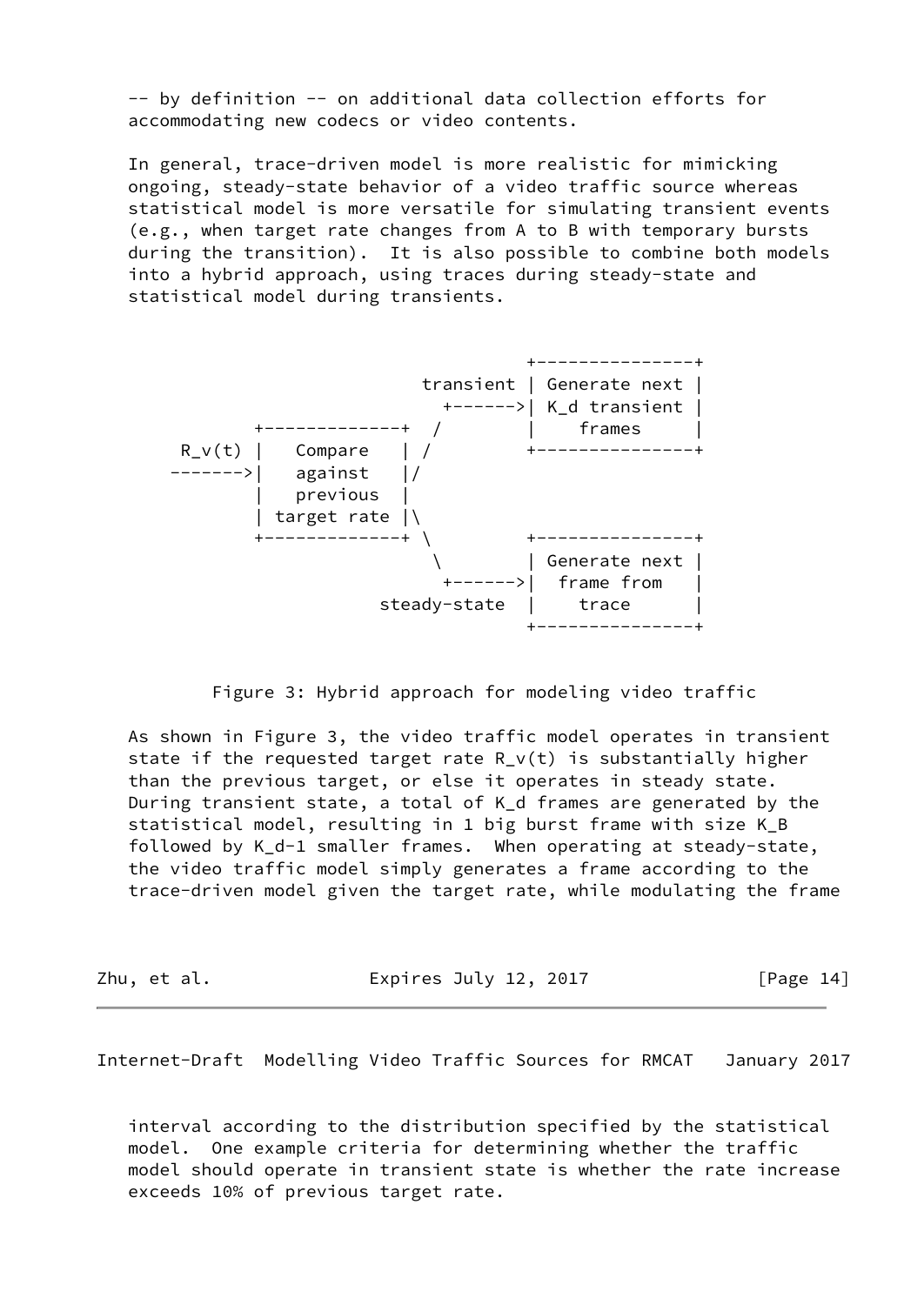-- by definition -- on additional data collection efforts for accommodating new codecs or video contents.

In general, trace-driven model is more realistic for mimicking ongoing, steady-state behavior of a video traffic source whereas statistical model is more versatile for simulating transient events (e.g., when target rate changes from A to B with temporary bursts during the transition). It is also possible to combine both models into a hybrid approach, using traces during steady-state and statistical model during transients.

```
                                  +---------------+
                       transient  | Generate next |
                         +------->| K_d transient |
           +-------------+  /     |    frames     |
  R_v(t)   |   Compare   | /      +---------------+
  -------->|   against   |/
           |   previous  |
           | target rate |\
           +-------------+ \      +---------------+
                            \     | Generate next |
                         +------->|  frame from   |
                   steady-state   |     trace     |
                                  +---------------+
```

Figure 3: Hybrid approach for modeling video traffic

As shown in Figure 3, the video traffic model operates in transient state if the requested target rate $R_v(t)$ is substantially higher than the previous target, or else it operates in steady state. During transient state, a total of $K_d$ frames are generated by the statistical model, resulting in 1 big burst frame with size $K_B$ followed by $K_d-1$ smaller frames. When operating at steady-state, the video traffic model simply generates a frame according to the trace-driven model given the target rate, while modulating the frame interval according to the distribution specified by the statistical model. One example criteria for determining whether the traffic model should operate in transient state is whether the rate increase exceeds 10% of previous target rate.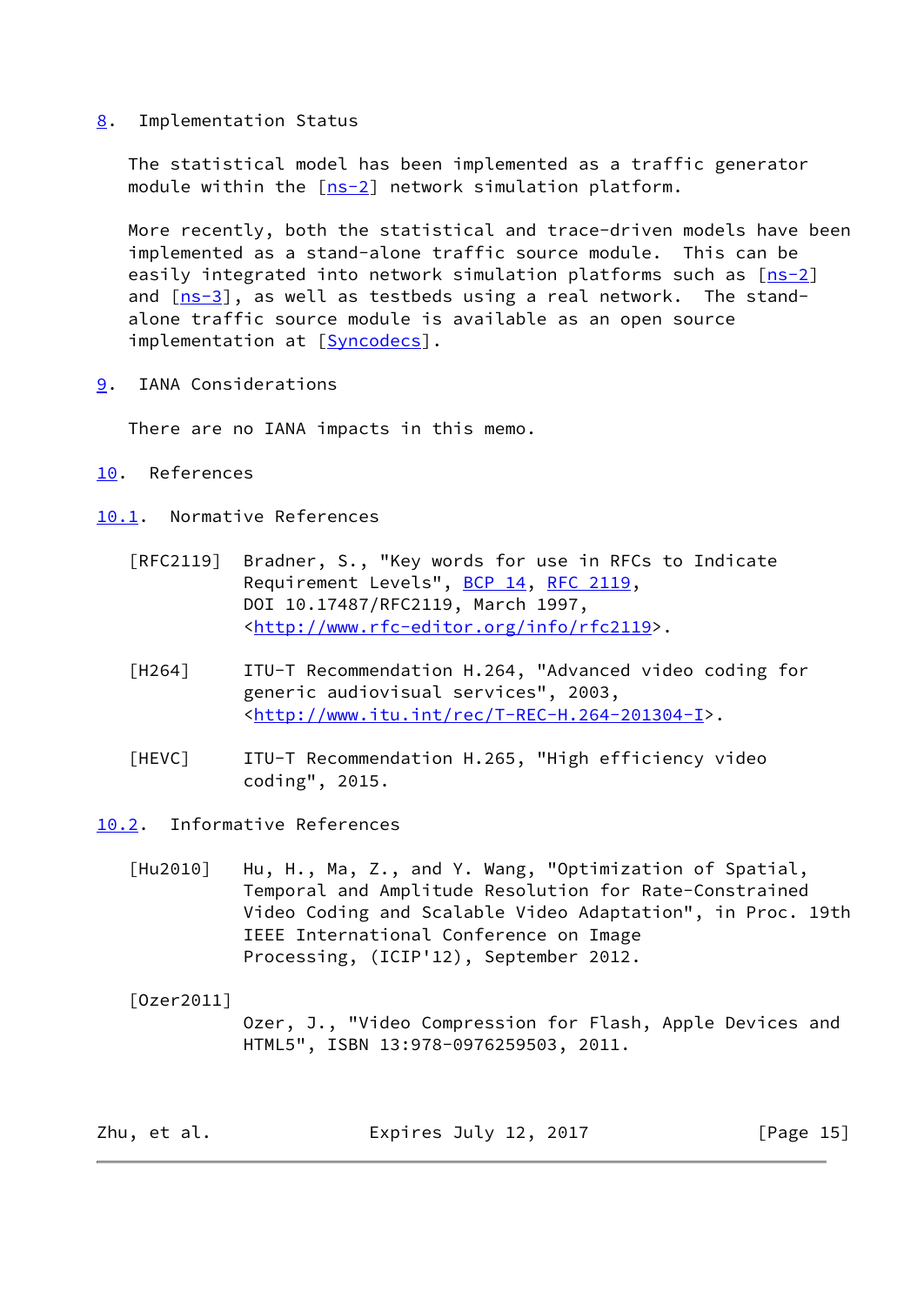## 8. Implementation Status

The statistical model has been implemented as a traffic generator module within the [ns-2] network simulation platform.

More recently, both the statistical and trace-driven models have been implemented as a stand-alone traffic source module. This can be easily integrated into network simulation platforms such as [ns-2] and [ns-3], as well as testbeds using a real network. The stand-alone traffic source module is available as an open source implementation at [Syncodecs].

## 9. IANA Considerations

There are no IANA impacts in this memo.

## 10. References

### 10.1. Normative References

[RFC2119] Bradner, S., "Key words for use in RFCs to Indicate Requirement Levels", BCP 14, RFC 2119, DOI 10.17487/RFC2119, March 1997, <http://www.rfc-editor.org/info/rfc2119>.

[H264] ITU-T Recommendation H.264, "Advanced video coding for generic audiovisual services", 2003, <http://www.itu.int/rec/T-REC-H.264-201304-I>.

[HEVC] ITU-T Recommendation H.265, "High efficiency video coding", 2015.

### 10.2. Informative References

[Hu2010] Hu, H., Ma, Z., and Y. Wang, "Optimization of Spatial, Temporal and Amplitude Resolution for Rate-Constrained Video Coding and Scalable Video Adaptation", in Proc. 19th IEEE International Conference on Image Processing, (ICIP'12), September 2012.

[Ozer2011] Ozer, J., "Video Compression for Flash, Apple Devices and HTML5", ISBN 13:978-0976259503, 2011.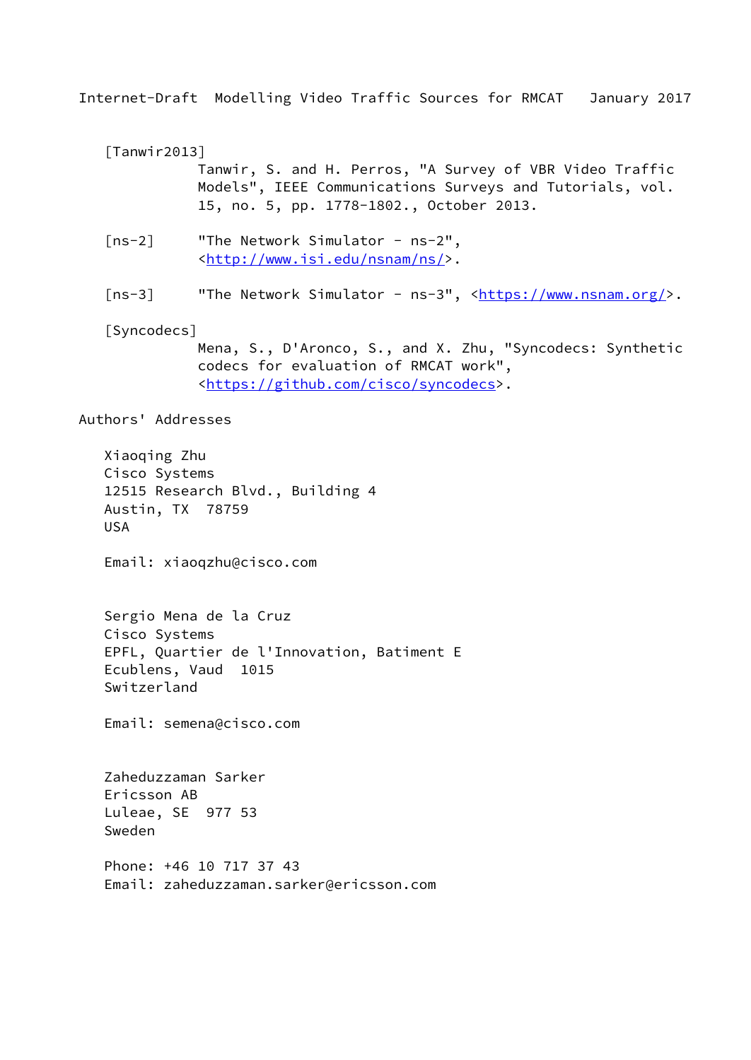[Tanwir2013]
Tanwir, S. and H. Perros, "A Survey of VBR Video Traffic Models", IEEE Communications Surveys and Tutorials, vol. 15, no. 5, pp. 1778-1802., October 2013.

[ns-2] "The Network Simulator - ns-2", <http://www.isi.edu/nsnam/ns/>.

[ns-3] "The Network Simulator - ns-3", <https://www.nsnam.org/>.

[Syncodecs]
Mena, S., D'Aronco, S., and X. Zhu, "Syncodecs: Synthetic codecs for evaluation of RMCAT work", <https://github.com/cisco/syncodecs>.

## Authors' Addresses

Xiaoqing Zhu
Cisco Systems
12515 Research Blvd., Building 4
Austin, TX 78759
USA

Email: xiaoqzhu@cisco.com

Sergio Mena de la Cruz
Cisco Systems
EPFL, Quartier de l'Innovation, Batiment E
Ecublens, Vaud 1015
Switzerland

Email: semena@cisco.com

Zaheduzzaman Sarker
Ericsson AB
Luleae, SE 977 53
Sweden

Phone: +46 10 717 37 43
Email: zaheduzzaman.sarker@ericsson.com